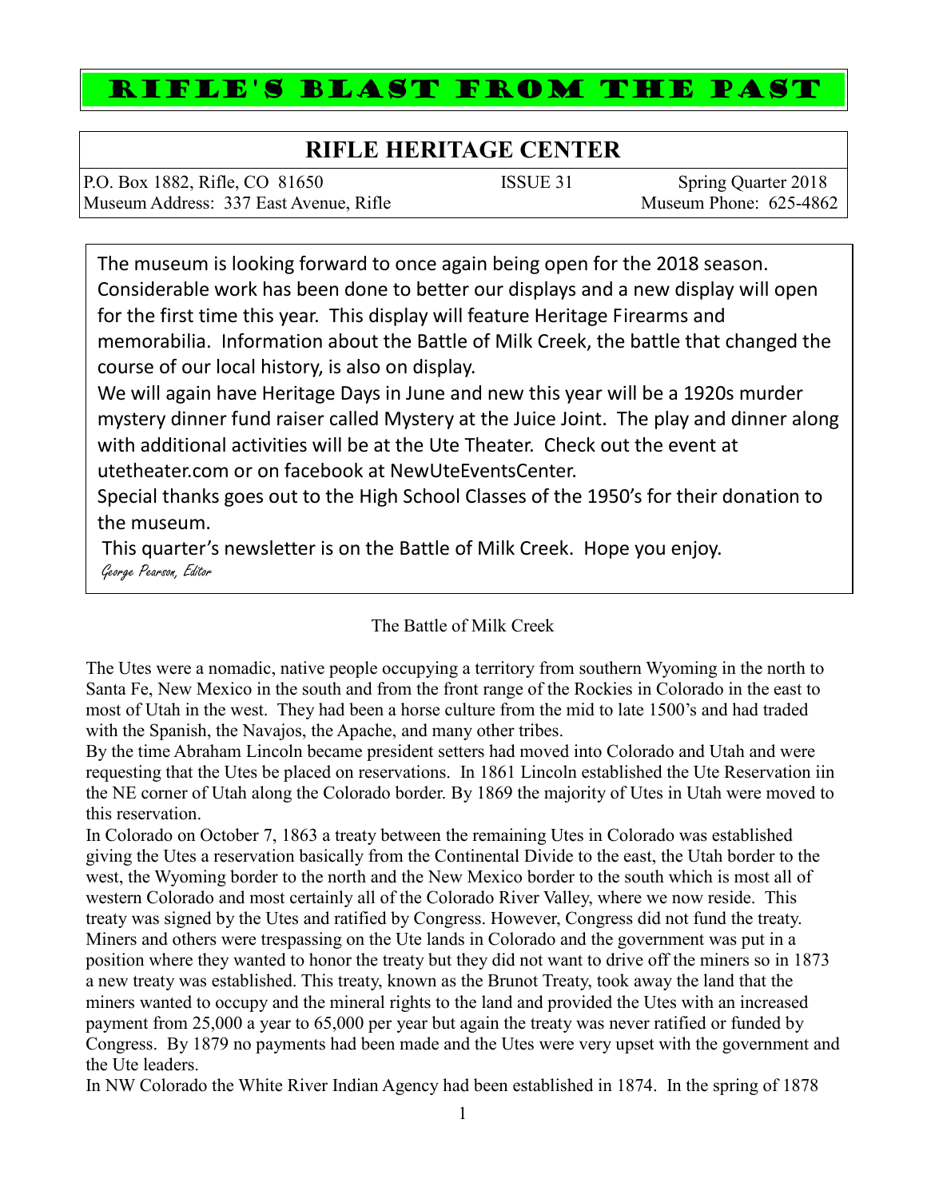# RIFLE'S BLAST FROM THE PAST

## RIFLE HERITAGE CENTER

P.O. Box 1882, Rifle, CO 81650 | ISSUE 31 | Spring Quarter 2018
Museum Address: 337 East Avenue, Rifle | Museum Phone: 625-4862

The museum is looking forward to once again being open for the 2018 season. Considerable work has been done to better our displays and a new display will open for the first time this year. This display will feature Heritage Firearms and memorabilia. Information about the Battle of Milk Creek, the battle that changed the course of our local history, is also on display.

We will again have Heritage Days in June and new this year will be a 1920s murder mystery dinner fund raiser called Mystery at the Juice Joint. The play and dinner along with additional activities will be at the Ute Theater. Check out the event at utetheater.com or on facebook at NewUteEventsCenter.

Special thanks goes out to the High School Classes of the 1950's for their donation to the museum.

This quarter's newsletter is on the Battle of Milk Creek. Hope you enjoy.

*George Pearson, Editor*

### The Battle of Milk Creek

The Utes were a nomadic, native people occupying a territory from southern Wyoming in the north to Santa Fe, New Mexico in the south and from the front range of the Rockies in Colorado in the east to most of Utah in the west. They had been a horse culture from the mid to late 1500's and had traded with the Spanish, the Navajos, the Apache, and many other tribes.

By the time Abraham Lincoln became president setters had moved into Colorado and Utah and were requesting that the Utes be placed on reservations. In 1861 Lincoln established the Ute Reservation iin the NE corner of Utah along the Colorado border. By 1869 the majority of Utes in Utah were moved to this reservation.

In Colorado on October 7, 1863 a treaty between the remaining Utes in Colorado was established giving the Utes a reservation basically from the Continental Divide to the east, the Utah border to the west, the Wyoming border to the north and the New Mexico border to the south which is most all of western Colorado and most certainly all of the Colorado River Valley, where we now reside. This treaty was signed by the Utes and ratified by Congress. However, Congress did not fund the treaty. Miners and others were trespassing on the Ute lands in Colorado and the government was put in a position where they wanted to honor the treaty but they did not want to drive off the miners so in 1873 a new treaty was established. This treaty, known as the Brunot Treaty, took away the land that the miners wanted to occupy and the mineral rights to the land and provided the Utes with an increased payment from 25,000 a year to 65,000 per year but again the treaty was never ratified or funded by Congress. By 1879 no payments had been made and the Utes were very upset with the government and the Ute leaders.

In NW Colorado the White River Indian Agency had been established in 1874. In the spring of 1878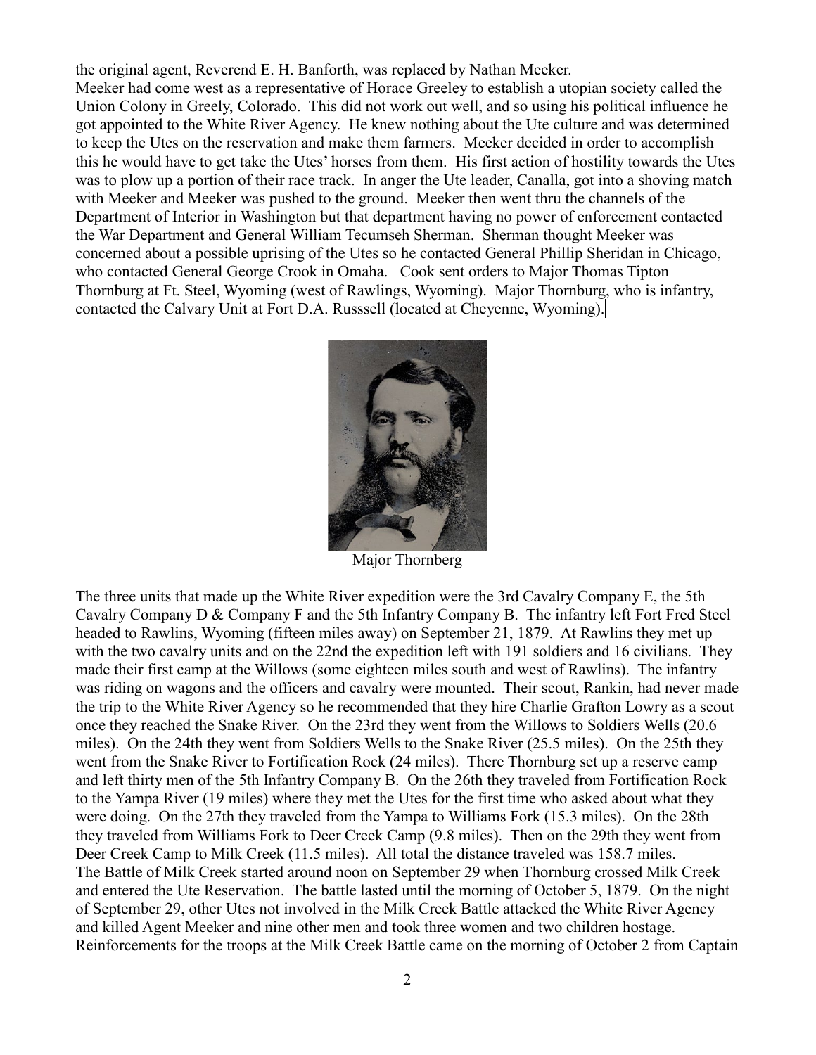the original agent, Reverend E. H. Banforth, was replaced by Nathan Meeker.

Meeker had come west as a representative of Horace Greeley to establish a utopian society called the Union Colony in Greely, Colorado. This did not work out well, and so using his political influence he got appointed to the White River Agency. He knew nothing about the Ute culture and was determined to keep the Utes on the reservation and make them farmers. Meeker decided in order to accomplish this he would have to get take the Utes' horses from them. His first action of hostility towards the Utes was to plow up a portion of their race track. In anger the Ute leader, Canalla, got into a shoving match with Meeker and Meeker was pushed to the ground. Meeker then went thru the channels of the Department of Interior in Washington but that department having no power of enforcement contacted the War Department and General William Tecumseh Sherman. Sherman thought Meeker was concerned about a possible uprising of the Utes so he contacted General Phillip Sheridan in Chicago, who contacted General George Crook in Omaha. Cook sent orders to Major Thomas Tipton Thornburg at Ft. Steel, Wyoming (west of Rawlings, Wyoming). Major Thornburg, who is infantry, contacted the Calvary Unit at Fort D.A. Russsell (located at Cheyenne, Wyoming).

Major Thornberg

The three units that made up the White River expedition were the 3rd Cavalry Company E, the 5th Cavalry Company D & Company F and the 5th Infantry Company B. The infantry left Fort Fred Steel headed to Rawlins, Wyoming (fifteen miles away) on September 21, 1879. At Rawlins they met up with the two cavalry units and on the 22nd the expedition left with 191 soldiers and 16 civilians. They made their first camp at the Willows (some eighteen miles south and west of Rawlins). The infantry was riding on wagons and the officers and cavalry were mounted. Their scout, Rankin, had never made the trip to the White River Agency so he recommended that they hire Charlie Grafton Lowry as a scout once they reached the Snake River. On the 23rd they went from the Willows to Soldiers Wells (20.6 miles). On the 24th they went from Soldiers Wells to the Snake River (25.5 miles). On the 25th they went from the Snake River to Fortification Rock (24 miles). There Thornburg set up a reserve camp and left thirty men of the 5th Infantry Company B. On the 26th they traveled from Fortification Rock to the Yampa River (19 miles) where they met the Utes for the first time who asked about what they were doing. On the 27th they traveled from the Yampa to Williams Fork (15.3 miles). On the 28th they traveled from Williams Fork to Deer Creek Camp (9.8 miles). Then on the 29th they went from Deer Creek Camp to Milk Creek (11.5 miles). All total the distance traveled was 158.7 miles.

The Battle of Milk Creek started around noon on September 29 when Thornburg crossed Milk Creek and entered the Ute Reservation. The battle lasted until the morning of October 5, 1879. On the night of September 29, other Utes not involved in the Milk Creek Battle attacked the White River Agency and killed Agent Meeker and nine other men and took three women and two children hostage. Reinforcements for the troops at the Milk Creek Battle came on the morning of October 2 from Captain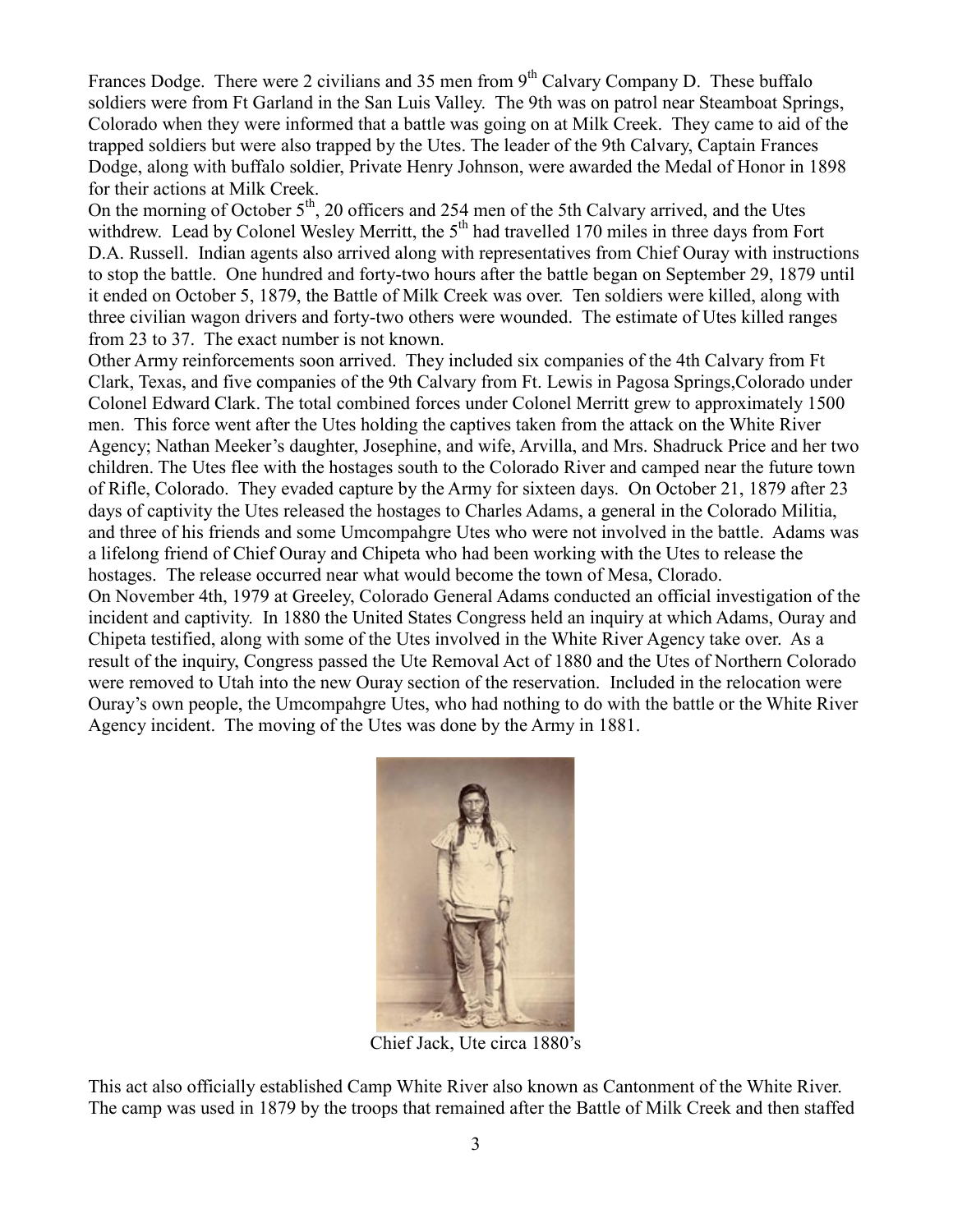Frances Dodge. There were 2 civilians and 35 men from 9th Calvary Company D. These buffalo soldiers were from Ft Garland in the San Luis Valley. The 9th was on patrol near Steamboat Springs, Colorado when they were informed that a battle was going on at Milk Creek. They came to aid of the trapped soldiers but were also trapped by the Utes. The leader of the 9th Calvary, Captain Frances Dodge, along with buffalo soldier, Private Henry Johnson, were awarded the Medal of Honor in 1898 for their actions at Milk Creek.

On the morning of October 5th, 20 officers and 254 men of the 5th Calvary arrived, and the Utes withdrew. Lead by Colonel Wesley Merritt, the 5th had travelled 170 miles in three days from Fort D.A. Russell. Indian agents also arrived along with representatives from Chief Ouray with instructions to stop the battle. One hundred and forty-two hours after the battle began on September 29, 1879 until it ended on October 5, 1879, the Battle of Milk Creek was over. Ten soldiers were killed, along with three civilian wagon drivers and forty-two others were wounded. The estimate of Utes killed ranges from 23 to 37. The exact number is not known.

Other Army reinforcements soon arrived. They included six companies of the 4th Calvary from Ft Clark, Texas, and five companies of the 9th Calvary from Ft. Lewis in Pagosa Springs,Colorado under Colonel Edward Clark. The total combined forces under Colonel Merritt grew to approximately 1500 men. This force went after the Utes holding the captives taken from the attack on the White River Agency; Nathan Meeker's daughter, Josephine, and wife, Arvilla, and Mrs. Shadruck Price and her two children. The Utes flee with the hostages south to the Colorado River and camped near the future town of Rifle, Colorado. They evaded capture by the Army for sixteen days. On October 21, 1879 after 23 days of captivity the Utes released the hostages to Charles Adams, a general in the Colorado Militia, and three of his friends and some Umcompahgre Utes who were not involved in the battle. Adams was a lifelong friend of Chief Ouray and Chipeta who had been working with the Utes to release the hostages. The release occurred near what would become the town of Mesa, Clorado.

On November 4th, 1979 at Greeley, Colorado General Adams conducted an official investigation of the incident and captivity. In 1880 the United States Congress held an inquiry at which Adams, Ouray and Chipeta testified, along with some of the Utes involved in the White River Agency take over. As a result of the inquiry, Congress passed the Ute Removal Act of 1880 and the Utes of Northern Colorado were removed to Utah into the new Ouray section of the reservation. Included in the relocation were Ouray's own people, the Umcompahgre Utes, who had nothing to do with the battle or the White River Agency incident. The moving of the Utes was done by the Army in 1881.

Chief Jack, Ute circa 1880's

This act also officially established Camp White River also known as Cantonment of the White River. The camp was used in 1879 by the troops that remained after the Battle of Milk Creek and then staffed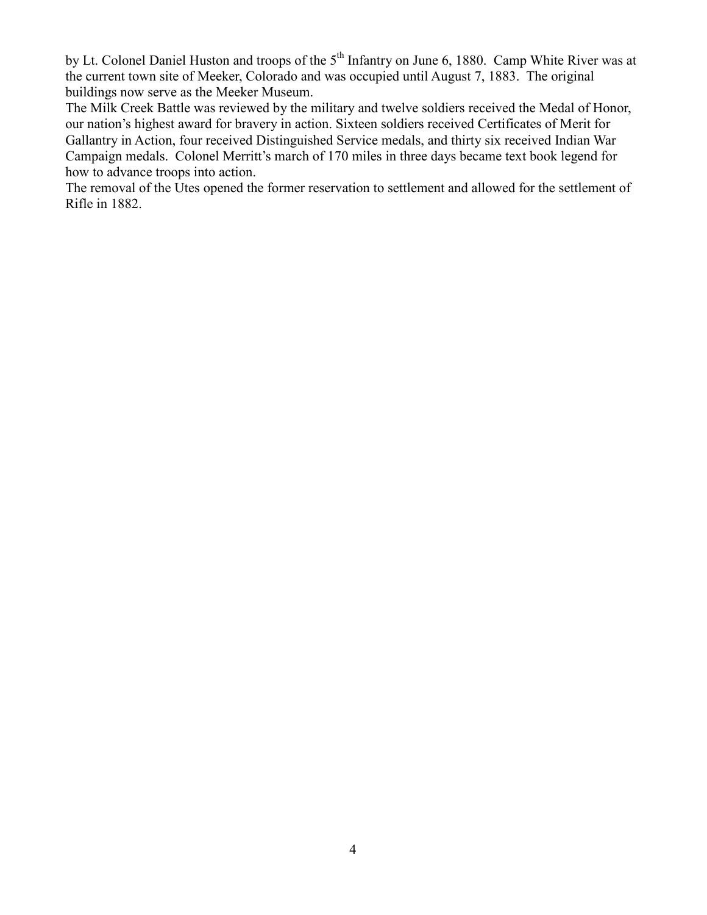by Lt. Colonel Daniel Huston and troops of the 5th Infantry on June 6, 1880. Camp White River was at the current town site of Meeker, Colorado and was occupied until August 7, 1883. The original buildings now serve as the Meeker Museum.

The Milk Creek Battle was reviewed by the military and twelve soldiers received the Medal of Honor, our nation's highest award for bravery in action. Sixteen soldiers received Certificates of Merit for Gallantry in Action, four received Distinguished Service medals, and thirty six received Indian War Campaign medals. Colonel Merritt's march of 170 miles in three days became text book legend for how to advance troops into action.

The removal of the Utes opened the former reservation to settlement and allowed for the settlement of Rifle in 1882.